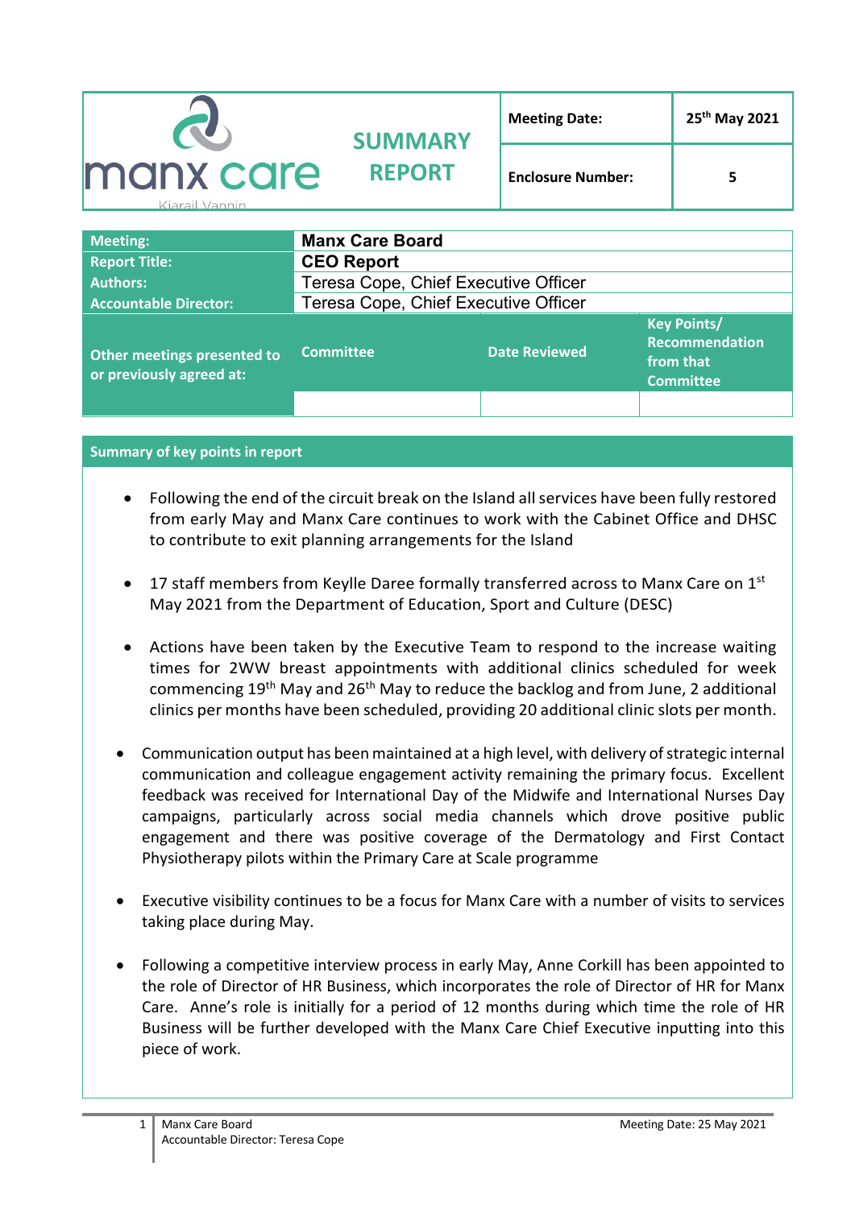| manx care Kiarail Vannin | SUMMARY REPORT | Meeting Date: | 25th May 2021 |
|---|---|---|---|
| | | Enclosure Number: | 5 |

| Meeting: | Manx Care Board | | |
|---|---|---|---|
| Report Title: | CEO Report | | |
| Authors: | Teresa Cope, Chief Executive Officer | | |
| Accountable Director: | Teresa Cope, Chief Executive Officer | | |
| Other meetings presented to or previously agreed at: | Committee | Date Reviewed | Key Points/ Recommendation from that Committee |
| | | | |

## Summary of key points in report

- Following the end of the circuit break on the Island all services have been fully restored from early May and Manx Care continues to work with the Cabinet Office and DHSC to contribute to exit planning arrangements for the Island

- 17 staff members from Keylle Daree formally transferred across to Manx Care on 1st May 2021 from the Department of Education, Sport and Culture (DESC)

- Actions have been taken by the Executive Team to respond to the increase waiting times for 2WW breast appointments with additional clinics scheduled for week commencing 19th May and 26th May to reduce the backlog and from June, 2 additional clinics per months have been scheduled, providing 20 additional clinic slots per month.

- Communication output has been maintained at a high level, with delivery of strategic internal communication and colleague engagement activity remaining the primary focus. Excellent feedback was received for International Day of the Midwife and International Nurses Day campaigns, particularly across social media channels which drove positive public engagement and there was positive coverage of the Dermatology and First Contact Physiotherapy pilots within the Primary Care at Scale programme

- Executive visibility continues to be a focus for Manx Care with a number of visits to services taking place during May.

- Following a competitive interview process in early May, Anne Corkill has been appointed to the role of Director of HR Business, which incorporates the role of Director of HR for Manx Care. Anne's role is initially for a period of 12 months during which time the role of HR Business will be further developed with the Manx Care Chief Executive inputting into this piece of work.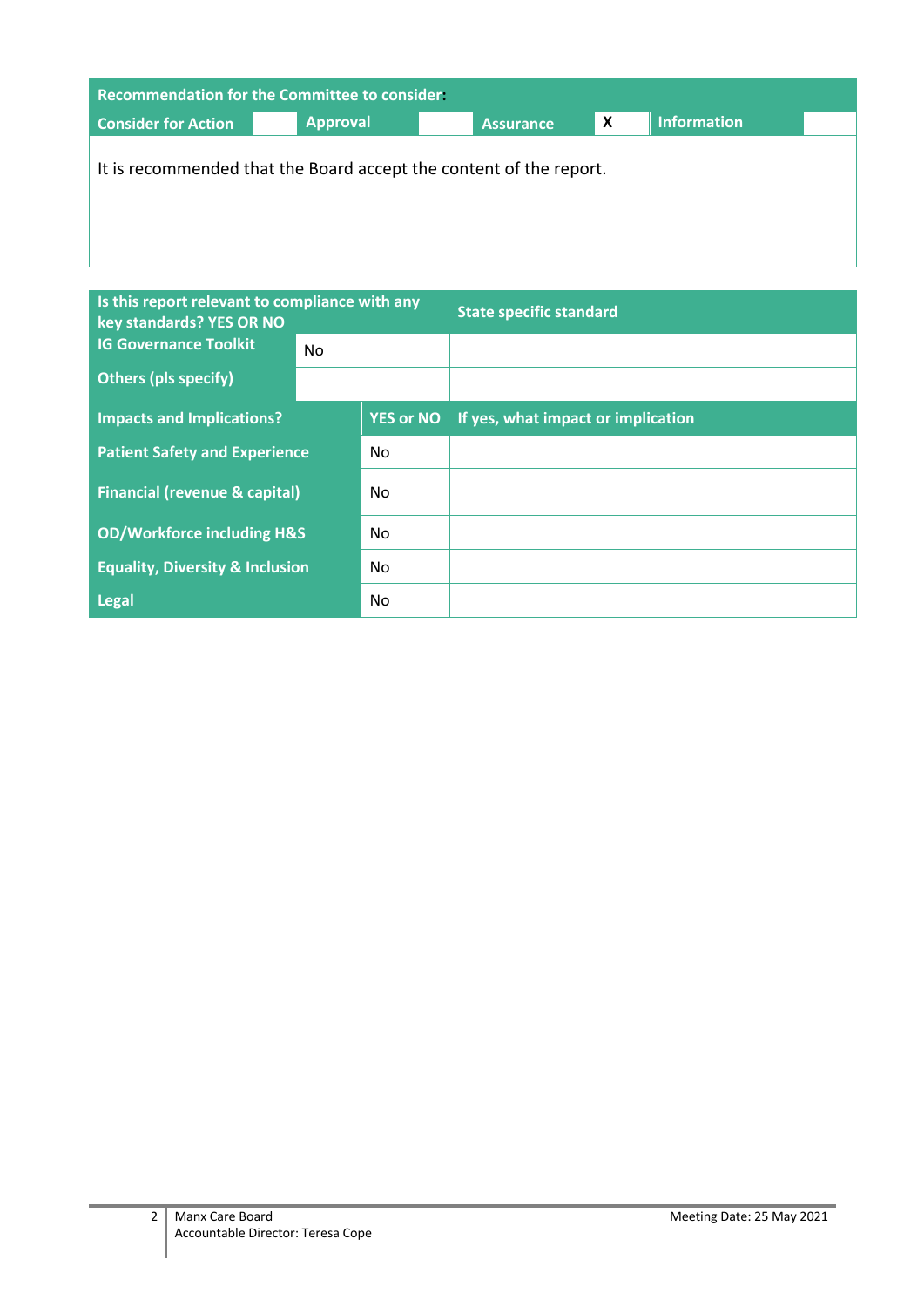| Recommendation for the Committee to consider: | | | | | | | |
|---|---|---|---|---|---|---|---|
| Consider for Action | | Approval | | Assurance | X | Information | |

It is recommended that the Board accept the content of the report.

| Is this report relevant to compliance with any key standards? YES OR NO | | State specific standard |
|---|---|---|
| IG Governance Toolkit | No | |
| Others (pls specify) | | |

| Impacts and Implications? | YES or NO | If yes, what impact or implication |
|---|---|---|
| Patient Safety and Experience | No | |
| Financial (revenue & capital) | No | |
| OD/Workforce including H&S | No | |
| Equality, Diversity & Inclusion | No | |
| Legal | No | |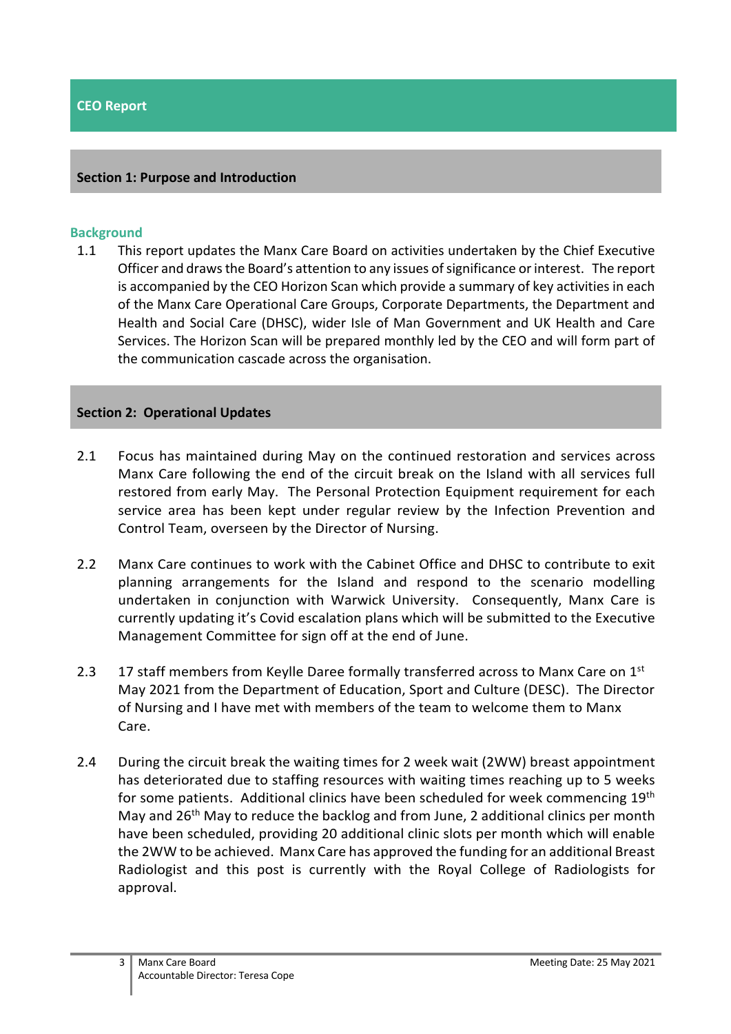# CEO Report

## Section 1: Purpose and Introduction

### Background

1.1 This report updates the Manx Care Board on activities undertaken by the Chief Executive Officer and draws the Board's attention to any issues of significance or interest. The report is accompanied by the CEO Horizon Scan which provide a summary of key activities in each of the Manx Care Operational Care Groups, Corporate Departments, the Department and Health and Social Care (DHSC), wider Isle of Man Government and UK Health and Care Services. The Horizon Scan will be prepared monthly led by the CEO and will form part of the communication cascade across the organisation.

## Section 2: Operational Updates

2.1 Focus has maintained during May on the continued restoration and services across Manx Care following the end of the circuit break on the Island with all services full restored from early May. The Personal Protection Equipment requirement for each service area has been kept under regular review by the Infection Prevention and Control Team, overseen by the Director of Nursing.

2.2 Manx Care continues to work with the Cabinet Office and DHSC to contribute to exit planning arrangements for the Island and respond to the scenario modelling undertaken in conjunction with Warwick University. Consequently, Manx Care is currently updating it's Covid escalation plans which will be submitted to the Executive Management Committee for sign off at the end of June.

2.3 17 staff members from Keylle Daree formally transferred across to Manx Care on 1st May 2021 from the Department of Education, Sport and Culture (DESC). The Director of Nursing and I have met with members of the team to welcome them to Manx Care.

2.4 During the circuit break the waiting times for 2 week wait (2WW) breast appointment has deteriorated due to staffing resources with waiting times reaching up to 5 weeks for some patients. Additional clinics have been scheduled for week commencing 19th May and 26th May to reduce the backlog and from June, 2 additional clinics per month have been scheduled, providing 20 additional clinic slots per month which will enable the 2WW to be achieved. Manx Care has approved the funding for an additional Breast Radiologist and this post is currently with the Royal College of Radiologists for approval.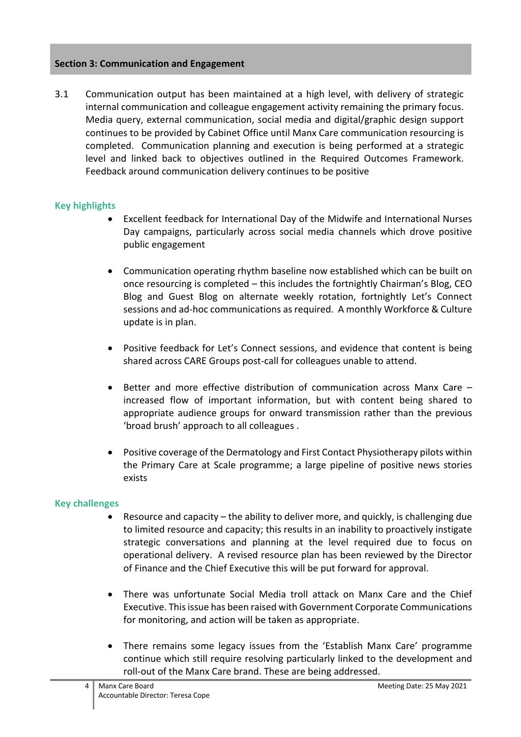## Section 3: Communication and Engagement

3.1 Communication output has been maintained at a high level, with delivery of strategic internal communication and colleague engagement activity remaining the primary focus. Media query, external communication, social media and digital/graphic design support continues to be provided by Cabinet Office until Manx Care communication resourcing is completed. Communication planning and execution is being performed at a strategic level and linked back to objectives outlined in the Required Outcomes Framework. Feedback around communication delivery continues to be positive

### Key highlights

- Excellent feedback for International Day of the Midwife and International Nurses Day campaigns, particularly across social media channels which drove positive public engagement

- Communication operating rhythm baseline now established which can be built on once resourcing is completed – this includes the fortnightly Chairman's Blog, CEO Blog and Guest Blog on alternate weekly rotation, fortnightly Let's Connect sessions and ad-hoc communications as required. A monthly Workforce & Culture update is in plan.

- Positive feedback for Let's Connect sessions, and evidence that content is being shared across CARE Groups post-call for colleagues unable to attend.

- Better and more effective distribution of communication across Manx Care – increased flow of important information, but with content being shared to appropriate audience groups for onward transmission rather than the previous 'broad brush' approach to all colleagues .

- Positive coverage of the Dermatology and First Contact Physiotherapy pilots within the Primary Care at Scale programme; a large pipeline of positive news stories exists

### Key challenges

- Resource and capacity – the ability to deliver more, and quickly, is challenging due to limited resource and capacity; this results in an inability to proactively instigate strategic conversations and planning at the level required due to focus on operational delivery. A revised resource plan has been reviewed by the Director of Finance and the Chief Executive this will be put forward for approval.

- There was unfortunate Social Media troll attack on Manx Care and the Chief Executive. This issue has been raised with Government Corporate Communications for monitoring, and action will be taken as appropriate.

- There remains some legacy issues from the 'Establish Manx Care' programme continue which still require resolving particularly linked to the development and roll-out of the Manx Care brand. These are being addressed.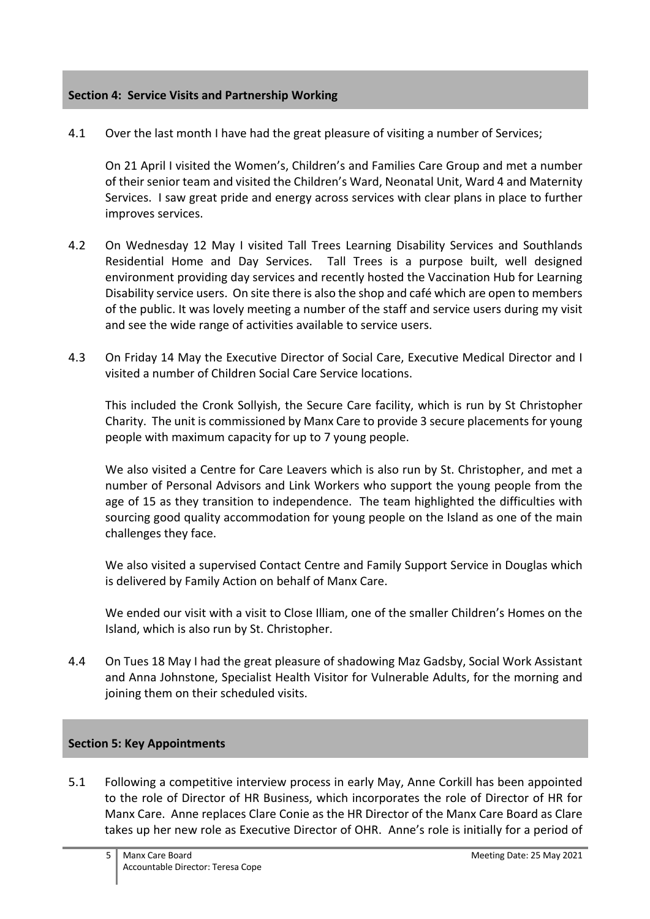## Section 4: Service Visits and Partnership Working

4.1 Over the last month I have had the great pleasure of visiting a number of Services;

On 21 April I visited the Women's, Children's and Families Care Group and met a number of their senior team and visited the Children's Ward, Neonatal Unit, Ward 4 and Maternity Services. I saw great pride and energy across services with clear plans in place to further improves services.

4.2 On Wednesday 12 May I visited Tall Trees Learning Disability Services and Southlands Residential Home and Day Services. Tall Trees is a purpose built, well designed environment providing day services and recently hosted the Vaccination Hub for Learning Disability service users. On site there is also the shop and café which are open to members of the public. It was lovely meeting a number of the staff and service users during my visit and see the wide range of activities available to service users.

4.3 On Friday 14 May the Executive Director of Social Care, Executive Medical Director and I visited a number of Children Social Care Service locations.

This included the Cronk Sollyish, the Secure Care facility, which is run by St Christopher Charity. The unit is commissioned by Manx Care to provide 3 secure placements for young people with maximum capacity for up to 7 young people.

We also visited a Centre for Care Leavers which is also run by St. Christopher, and met a number of Personal Advisors and Link Workers who support the young people from the age of 15 as they transition to independence. The team highlighted the difficulties with sourcing good quality accommodation for young people on the Island as one of the main challenges they face.

We also visited a supervised Contact Centre and Family Support Service in Douglas which is delivered by Family Action on behalf of Manx Care.

We ended our visit with a visit to Close Illiam, one of the smaller Children's Homes on the Island, which is also run by St. Christopher.

4.4 On Tues 18 May I had the great pleasure of shadowing Maz Gadsby, Social Work Assistant and Anna Johnstone, Specialist Health Visitor for Vulnerable Adults, for the morning and joining them on their scheduled visits.

## Section 5: Key Appointments

5.1 Following a competitive interview process in early May, Anne Corkill has been appointed to the role of Director of HR Business, which incorporates the role of Director of HR for Manx Care. Anne replaces Clare Conie as the HR Director of the Manx Care Board as Clare takes up her new role as Executive Director of OHR. Anne's role is initially for a period of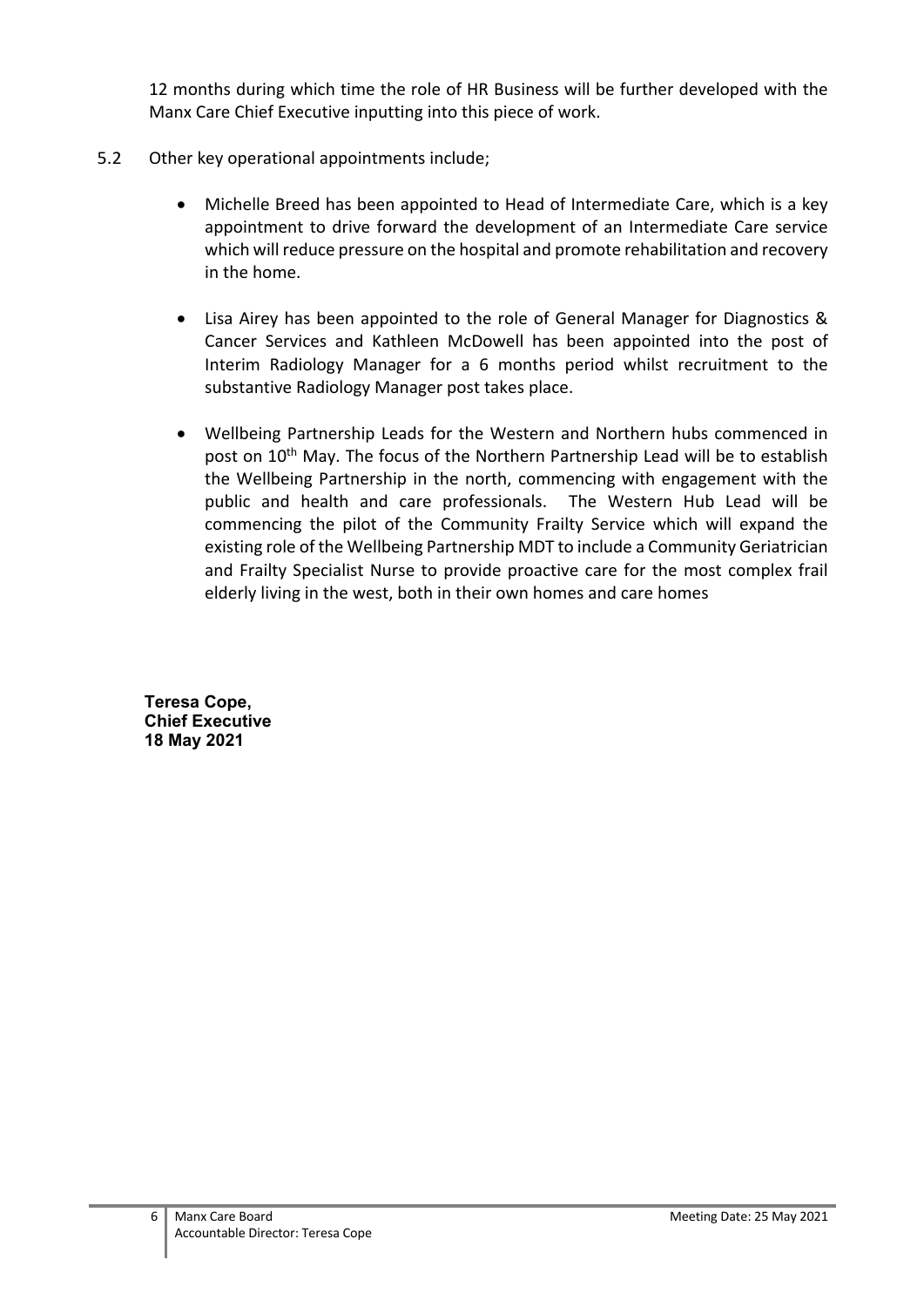12 months during which time the role of HR Business will be further developed with the Manx Care Chief Executive inputting into this piece of work.

5.2 Other key operational appointments include;

- Michelle Breed has been appointed to Head of Intermediate Care, which is a key appointment to drive forward the development of an Intermediate Care service which will reduce pressure on the hospital and promote rehabilitation and recovery in the home.

- Lisa Airey has been appointed to the role of General Manager for Diagnostics & Cancer Services and Kathleen McDowell has been appointed into the post of Interim Radiology Manager for a 6 months period whilst recruitment to the substantive Radiology Manager post takes place.

- Wellbeing Partnership Leads for the Western and Northern hubs commenced in post on 10th May. The focus of the Northern Partnership Lead will be to establish the Wellbeing Partnership in the north, commencing with engagement with the public and health and care professionals. The Western Hub Lead will be commencing the pilot of the Community Frailty Service which will expand the existing role of the Wellbeing Partnership MDT to include a Community Geriatrician and Frailty Specialist Nurse to provide proactive care for the most complex frail elderly living in the west, both in their own homes and care homes

**Teresa Cope,**
**Chief Executive**
**18 May 2021**